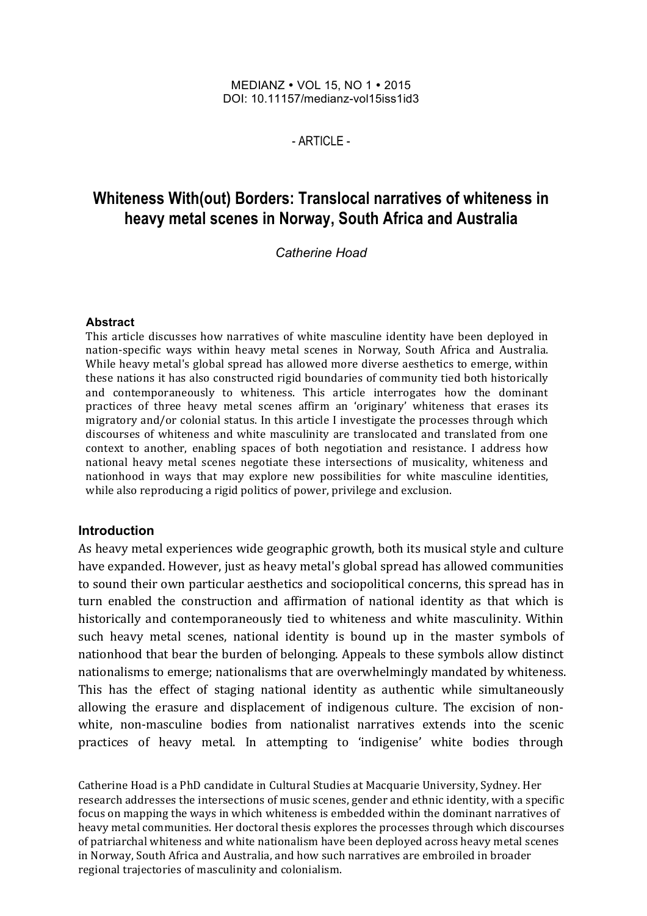MEDIANZ • VOL 15, NO 1 • 2015
DOI: 10.11157/medianz-vol15iss1id3

\- ARTICLE -

# Whiteness With(out) Borders: Translocal narratives of whiteness in heavy metal scenes in Norway, South Africa and Australia

*Catherine Hoad*

### Abstract

This article discusses how narratives of white masculine identity have been deployed in nation-specific ways within heavy metal scenes in Norway, South Africa and Australia. While heavy metal's global spread has allowed more diverse aesthetics to emerge, within these nations it has also constructed rigid boundaries of community tied both historically and contemporaneously to whiteness. This article interrogates how the dominant practices of three heavy metal scenes affirm an 'originary' whiteness that erases its migratory and/or colonial status. In this article I investigate the processes through which discourses of whiteness and white masculinity are translocated and translated from one context to another, enabling spaces of both negotiation and resistance. I address how national heavy metal scenes negotiate these intersections of musicality, whiteness and nationhood in ways that may explore new possibilities for white masculine identities, while also reproducing a rigid politics of power, privilege and exclusion.

## Introduction

As heavy metal experiences wide geographic growth, both its musical style and culture have expanded. However, just as heavy metal's global spread has allowed communities to sound their own particular aesthetics and sociopolitical concerns, this spread has in turn enabled the construction and affirmation of national identity as that which is historically and contemporaneously tied to whiteness and white masculinity. Within such heavy metal scenes, national identity is bound up in the master symbols of nationhood that bear the burden of belonging. Appeals to these symbols allow distinct nationalisms to emerge; nationalisms that are overwhelmingly mandated by whiteness. This has the effect of staging national identity as authentic while simultaneously allowing the erasure and displacement of indigenous culture. The excision of non-white, non-masculine bodies from nationalist narratives extends into the scenic practices of heavy metal. In attempting to 'indigenise' white bodies through

Catherine Hoad is a PhD candidate in Cultural Studies at Macquarie University, Sydney. Her research addresses the intersections of music scenes, gender and ethnic identity, with a specific focus on mapping the ways in which whiteness is embedded within the dominant narratives of heavy metal communities. Her doctoral thesis explores the processes through which discourses of patriarchal whiteness and white nationalism have been deployed across heavy metal scenes in Norway, South Africa and Australia, and how such narratives are embroiled in broader regional trajectories of masculinity and colonialism.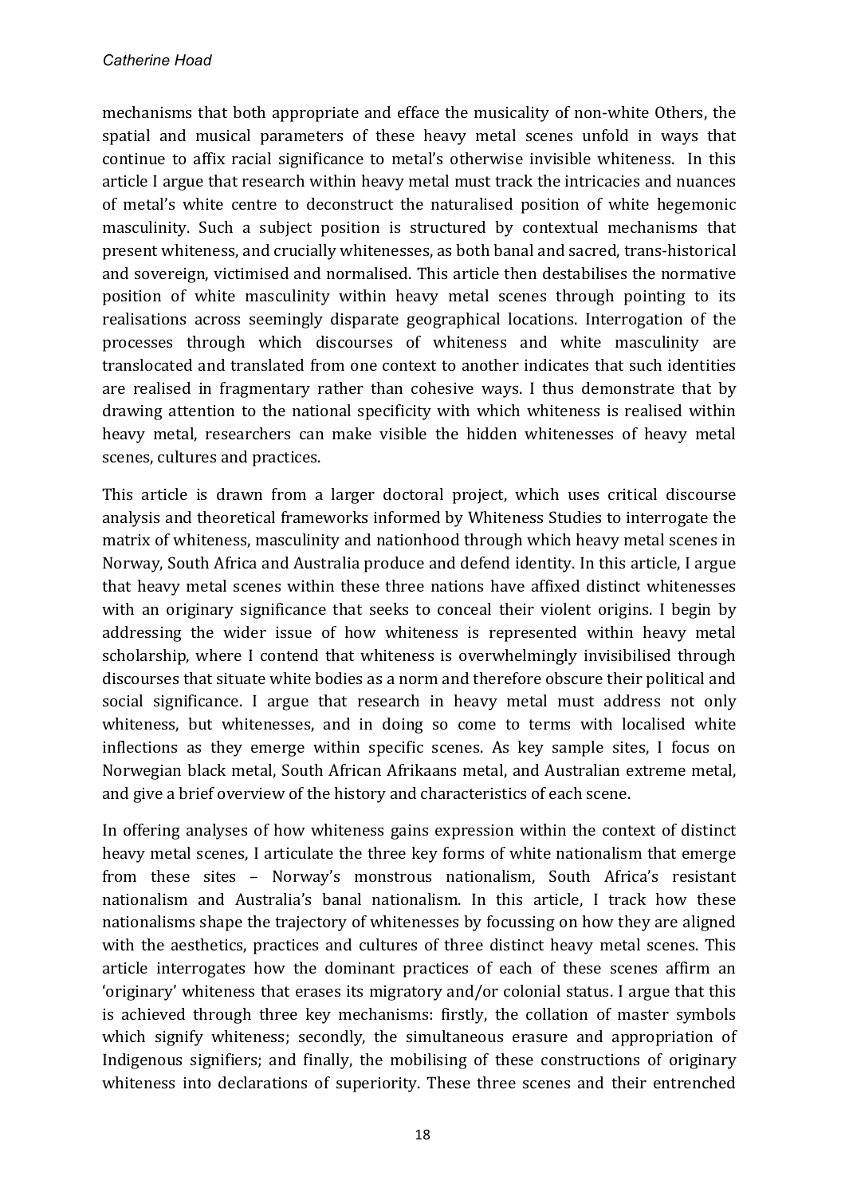mechanisms that both appropriate and efface the musicality of non-white Others, the spatial and musical parameters of these heavy metal scenes unfold in ways that continue to affix racial significance to metal's otherwise invisible whiteness. In this article I argue that research within heavy metal must track the intricacies and nuances of metal's white centre to deconstruct the naturalised position of white hegemonic masculinity. Such a subject position is structured by contextual mechanisms that present whiteness, and crucially whitenesses, as both banal and sacred, trans-historical and sovereign, victimised and normalised. This article then destabilises the normative position of white masculinity within heavy metal scenes through pointing to its realisations across seemingly disparate geographical locations. Interrogation of the processes through which discourses of whiteness and white masculinity are translocated and translated from one context to another indicates that such identities are realised in fragmentary rather than cohesive ways. I thus demonstrate that by drawing attention to the national specificity with which whiteness is realised within heavy metal, researchers can make visible the hidden whitenesses of heavy metal scenes, cultures and practices.

This article is drawn from a larger doctoral project, which uses critical discourse analysis and theoretical frameworks informed by Whiteness Studies to interrogate the matrix of whiteness, masculinity and nationhood through which heavy metal scenes in Norway, South Africa and Australia produce and defend identity. In this article, I argue that heavy metal scenes within these three nations have affixed distinct whitenesses with an originary significance that seeks to conceal their violent origins. I begin by addressing the wider issue of how whiteness is represented within heavy metal scholarship, where I contend that whiteness is overwhelmingly invisibilised through discourses that situate white bodies as a norm and therefore obscure their political and social significance. I argue that research in heavy metal must address not only whiteness, but whitenesses, and in doing so come to terms with localised white inflections as they emerge within specific scenes. As key sample sites, I focus on Norwegian black metal, South African Afrikaans metal, and Australian extreme metal, and give a brief overview of the history and characteristics of each scene.

In offering analyses of how whiteness gains expression within the context of distinct heavy metal scenes, I articulate the three key forms of white nationalism that emerge from these sites – Norway's monstrous nationalism, South Africa's resistant nationalism and Australia's banal nationalism. In this article, I track how these nationalisms shape the trajectory of whitenesses by focussing on how they are aligned with the aesthetics, practices and cultures of three distinct heavy metal scenes. This article interrogates how the dominant practices of each of these scenes affirm an 'originary' whiteness that erases its migratory and/or colonial status. I argue that this is achieved through three key mechanisms: firstly, the collation of master symbols which signify whiteness; secondly, the simultaneous erasure and appropriation of Indigenous signifiers; and finally, the mobilising of these constructions of originary whiteness into declarations of superiority. These three scenes and their entrenched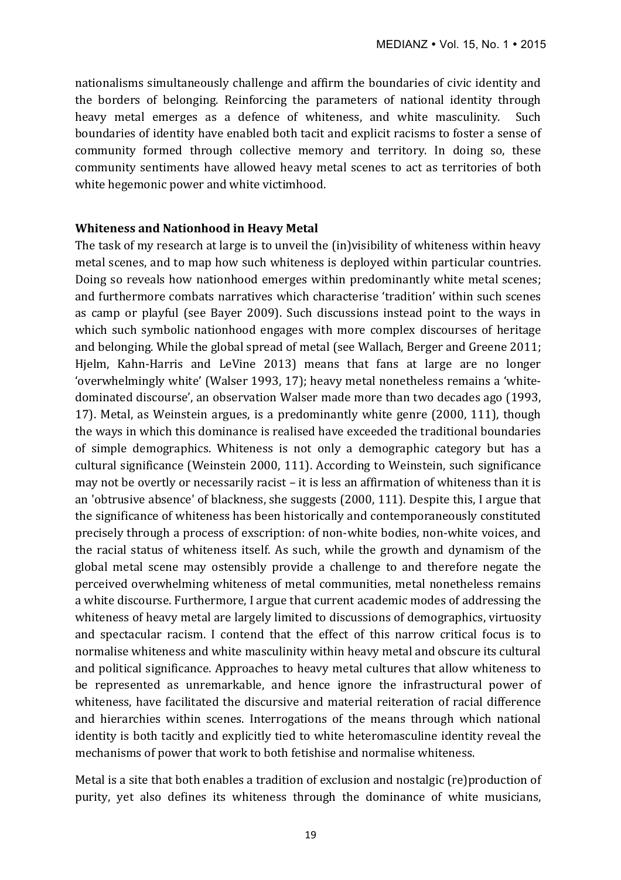nationalisms simultaneously challenge and affirm the boundaries of civic identity and the borders of belonging. Reinforcing the parameters of national identity through heavy metal emerges as a defence of whiteness, and white masculinity. Such boundaries of identity have enabled both tacit and explicit racisms to foster a sense of community formed through collective memory and territory. In doing so, these community sentiments have allowed heavy metal scenes to act as territories of both white hegemonic power and white victimhood.

## Whiteness and Nationhood in Heavy Metal

The task of my research at large is to unveil the (in)visibility of whiteness within heavy metal scenes, and to map how such whiteness is deployed within particular countries. Doing so reveals how nationhood emerges within predominantly white metal scenes; and furthermore combats narratives which characterise 'tradition' within such scenes as camp or playful (see Bayer 2009). Such discussions instead point to the ways in which such symbolic nationhood engages with more complex discourses of heritage and belonging. While the global spread of metal (see Wallach, Berger and Greene 2011; Hjelm, Kahn-Harris and LeVine 2013) means that fans at large are no longer 'overwhelmingly white' (Walser 1993, 17); heavy metal nonetheless remains a 'white-dominated discourse', an observation Walser made more than two decades ago (1993, 17). Metal, as Weinstein argues, is a predominantly white genre (2000, 111), though the ways in which this dominance is realised have exceeded the traditional boundaries of simple demographics. Whiteness is not only a demographic category but has a cultural significance (Weinstein 2000, 111). According to Weinstein, such significance may not be overtly or necessarily racist – it is less an affirmation of whiteness than it is an 'obtrusive absence' of blackness, she suggests (2000, 111). Despite this, I argue that the significance of whiteness has been historically and contemporaneously constituted precisely through a process of exscription: of non-white bodies, non-white voices, and the racial status of whiteness itself. As such, while the growth and dynamism of the global metal scene may ostensibly provide a challenge to and therefore negate the perceived overwhelming whiteness of metal communities, metal nonetheless remains a white discourse. Furthermore, I argue that current academic modes of addressing the whiteness of heavy metal are largely limited to discussions of demographics, virtuosity and spectacular racism. I contend that the effect of this narrow critical focus is to normalise whiteness and white masculinity within heavy metal and obscure its cultural and political significance. Approaches to heavy metal cultures that allow whiteness to be represented as unremarkable, and hence ignore the infrastructural power of whiteness, have facilitated the discursive and material reiteration of racial difference and hierarchies within scenes. Interrogations of the means through which national identity is both tacitly and explicitly tied to white heteromasculine identity reveal the mechanisms of power that work to both fetishise and normalise whiteness.

Metal is a site that both enables a tradition of exclusion and nostalgic (re)production of purity, yet also defines its whiteness through the dominance of white musicians,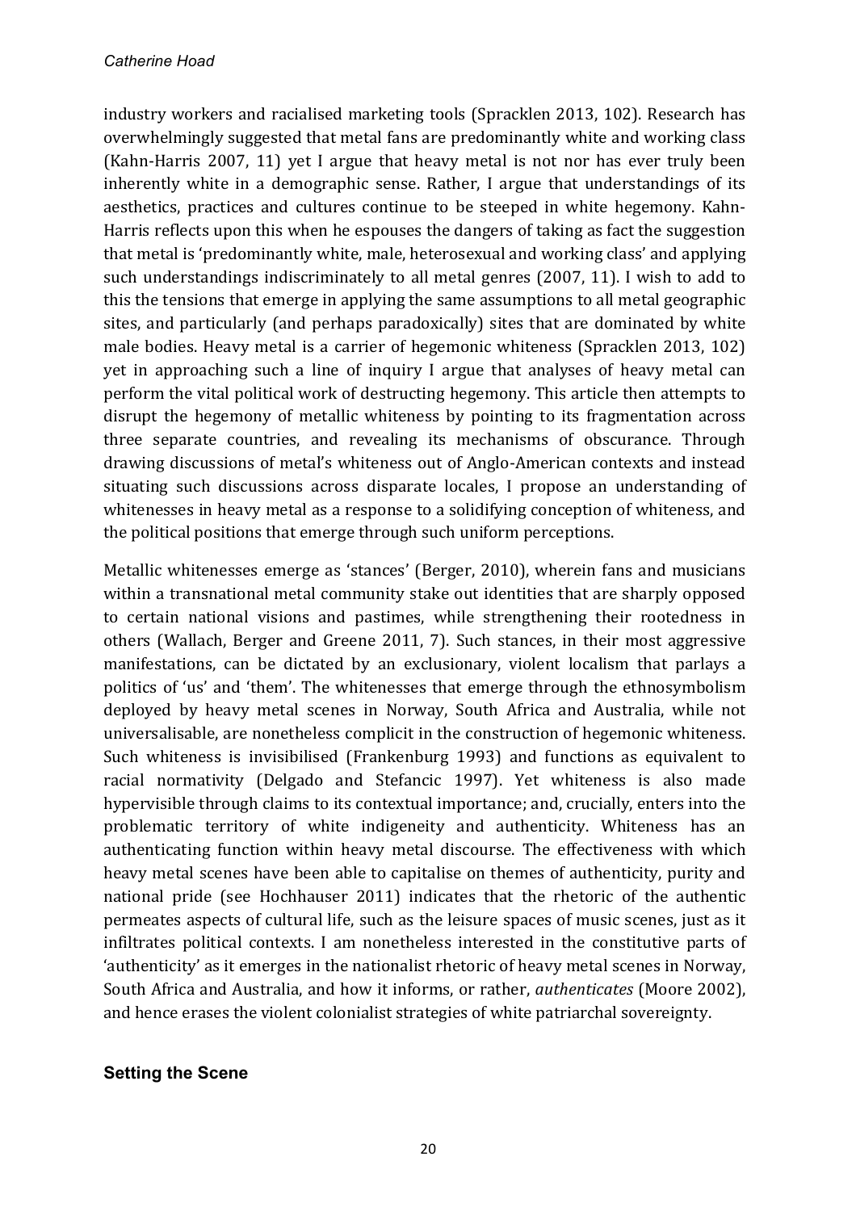industry workers and racialised marketing tools (Spracklen 2013, 102). Research has overwhelmingly suggested that metal fans are predominantly white and working class (Kahn-Harris 2007, 11) yet I argue that heavy metal is not nor has ever truly been inherently white in a demographic sense. Rather, I argue that understandings of its aesthetics, practices and cultures continue to be steeped in white hegemony. Kahn-Harris reflects upon this when he espouses the dangers of taking as fact the suggestion that metal is 'predominantly white, male, heterosexual and working class' and applying such understandings indiscriminately to all metal genres (2007, 11). I wish to add to this the tensions that emerge in applying the same assumptions to all metal geographic sites, and particularly (and perhaps paradoxically) sites that are dominated by white male bodies. Heavy metal is a carrier of hegemonic whiteness (Spracklen 2013, 102) yet in approaching such a line of inquiry I argue that analyses of heavy metal can perform the vital political work of destructing hegemony. This article then attempts to disrupt the hegemony of metallic whiteness by pointing to its fragmentation across three separate countries, and revealing its mechanisms of obscurance. Through drawing discussions of metal's whiteness out of Anglo-American contexts and instead situating such discussions across disparate locales, I propose an understanding of whitenesses in heavy metal as a response to a solidifying conception of whiteness, and the political positions that emerge through such uniform perceptions.

Metallic whitenesses emerge as 'stances' (Berger, 2010), wherein fans and musicians within a transnational metal community stake out identities that are sharply opposed to certain national visions and pastimes, while strengthening their rootedness in others (Wallach, Berger and Greene 2011, 7). Such stances, in their most aggressive manifestations, can be dictated by an exclusionary, violent localism that parlays a politics of 'us' and 'them'. The whitenesses that emerge through the ethnosymbolism deployed by heavy metal scenes in Norway, South Africa and Australia, while not universalisable, are nonetheless complicit in the construction of hegemonic whiteness. Such whiteness is invisibilised (Frankenburg 1993) and functions as equivalent to racial normativity (Delgado and Stefancic 1997). Yet whiteness is also made hypervisible through claims to its contextual importance; and, crucially, enters into the problematic territory of white indigeneity and authenticity. Whiteness has an authenticating function within heavy metal discourse. The effectiveness with which heavy metal scenes have been able to capitalise on themes of authenticity, purity and national pride (see Hochhauser 2011) indicates that the rhetoric of the authentic permeates aspects of cultural life, such as the leisure spaces of music scenes, just as it infiltrates political contexts. I am nonetheless interested in the constitutive parts of 'authenticity' as it emerges in the nationalist rhetoric of heavy metal scenes in Norway, South Africa and Australia, and how it informs, or rather, *authenticates* (Moore 2002), and hence erases the violent colonialist strategies of white patriarchal sovereignty.

## Setting the Scene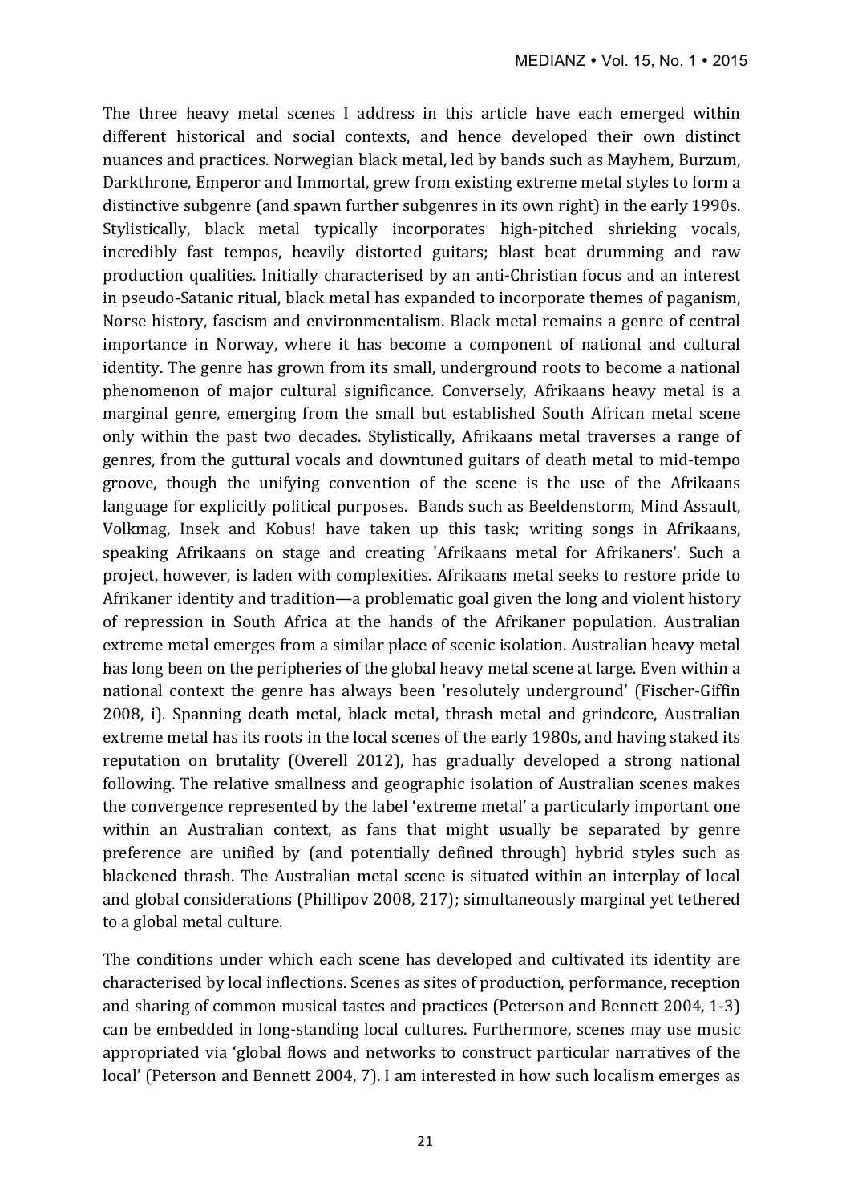The three heavy metal scenes I address in this article have each emerged within different historical and social contexts, and hence developed their own distinct nuances and practices. Norwegian black metal, led by bands such as Mayhem, Burzum, Darkthrone, Emperor and Immortal, grew from existing extreme metal styles to form a distinctive subgenre (and spawn further subgenres in its own right) in the early 1990s. Stylistically, black metal typically incorporates high-pitched shrieking vocals, incredibly fast tempos, heavily distorted guitars; blast beat drumming and raw production qualities. Initially characterised by an anti-Christian focus and an interest in pseudo-Satanic ritual, black metal has expanded to incorporate themes of paganism, Norse history, fascism and environmentalism. Black metal remains a genre of central importance in Norway, where it has become a component of national and cultural identity. The genre has grown from its small, underground roots to become a national phenomenon of major cultural significance. Conversely, Afrikaans heavy metal is a marginal genre, emerging from the small but established South African metal scene only within the past two decades. Stylistically, Afrikaans metal traverses a range of genres, from the guttural vocals and downtuned guitars of death metal to mid-tempo groove, though the unifying convention of the scene is the use of the Afrikaans language for explicitly political purposes. Bands such as Beeldenstorm, Mind Assault, Volkmag, Insek and Kobus! have taken up this task; writing songs in Afrikaans, speaking Afrikaans on stage and creating 'Afrikaans metal for Afrikaners'. Such a project, however, is laden with complexities. Afrikaans metal seeks to restore pride to Afrikaner identity and tradition—a problematic goal given the long and violent history of repression in South Africa at the hands of the Afrikaner population. Australian extreme metal emerges from a similar place of scenic isolation. Australian heavy metal has long been on the peripheries of the global heavy metal scene at large. Even within a national context the genre has always been 'resolutely underground' (Fischer-Giffin 2008, i). Spanning death metal, black metal, thrash metal and grindcore, Australian extreme metal has its roots in the local scenes of the early 1980s, and having staked its reputation on brutality (Overell 2012), has gradually developed a strong national following. The relative smallness and geographic isolation of Australian scenes makes the convergence represented by the label 'extreme metal' a particularly important one within an Australian context, as fans that might usually be separated by genre preference are unified by (and potentially defined through) hybrid styles such as blackened thrash. The Australian metal scene is situated within an interplay of local and global considerations (Phillipov 2008, 217); simultaneously marginal yet tethered to a global metal culture.

The conditions under which each scene has developed and cultivated its identity are characterised by local inflections. Scenes as sites of production, performance, reception and sharing of common musical tastes and practices (Peterson and Bennett 2004, 1-3) can be embedded in long-standing local cultures. Furthermore, scenes may use music appropriated via 'global flows and networks to construct particular narratives of the local' (Peterson and Bennett 2004, 7). I am interested in how such localism emerges as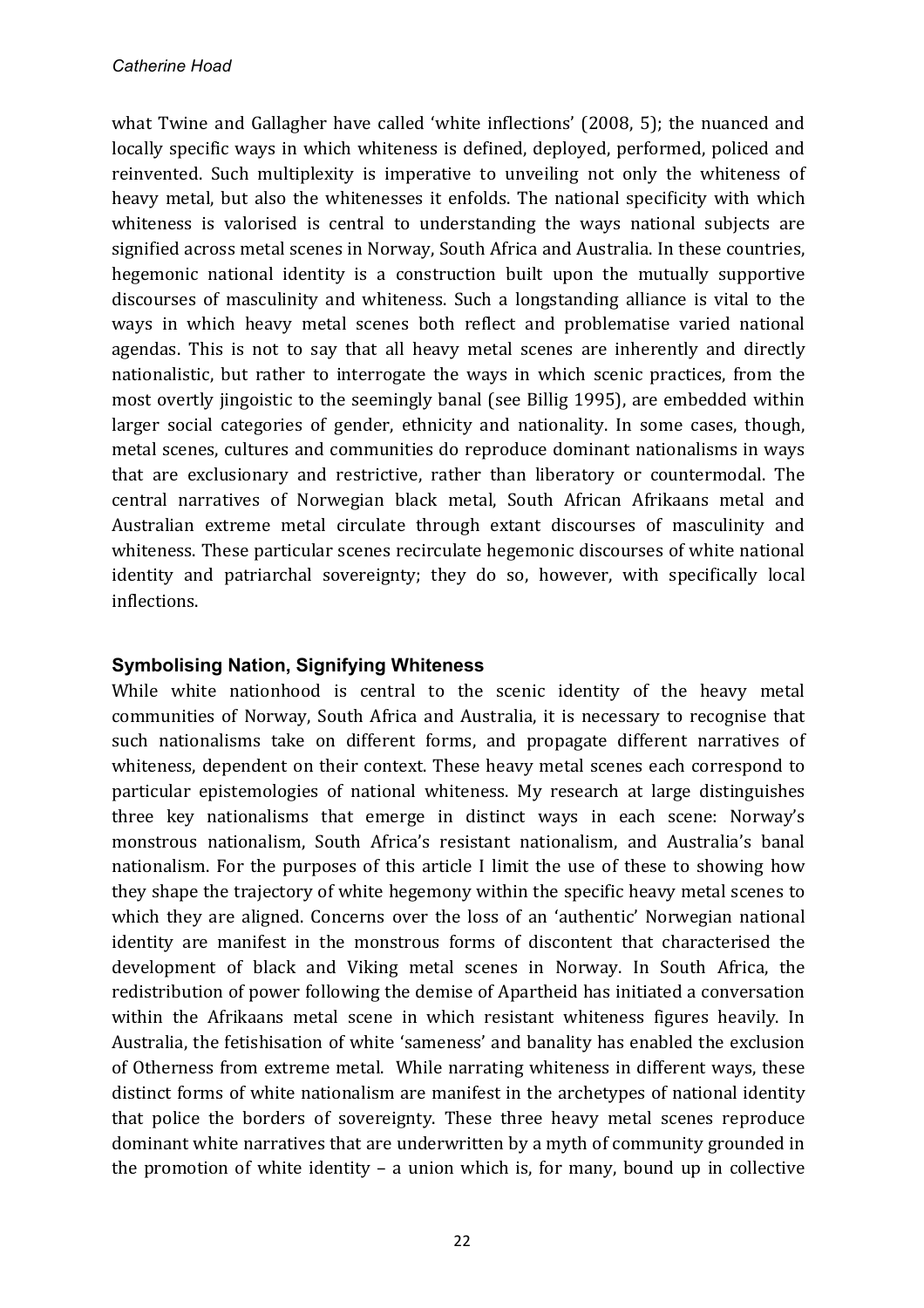what Twine and Gallagher have called 'white inflections' (2008, 5); the nuanced and locally specific ways in which whiteness is defined, deployed, performed, policed and reinvented. Such multiplexity is imperative to unveiling not only the whiteness of heavy metal, but also the whitenesses it enfolds. The national specificity with which whiteness is valorised is central to understanding the ways national subjects are signified across metal scenes in Norway, South Africa and Australia. In these countries, hegemonic national identity is a construction built upon the mutually supportive discourses of masculinity and whiteness. Such a longstanding alliance is vital to the ways in which heavy metal scenes both reflect and problematise varied national agendas. This is not to say that all heavy metal scenes are inherently and directly nationalistic, but rather to interrogate the ways in which scenic practices, from the most overtly jingoistic to the seemingly banal (see Billig 1995), are embedded within larger social categories of gender, ethnicity and nationality. In some cases, though, metal scenes, cultures and communities do reproduce dominant nationalisms in ways that are exclusionary and restrictive, rather than liberatory or countermodal. The central narratives of Norwegian black metal, South African Afrikaans metal and Australian extreme metal circulate through extant discourses of masculinity and whiteness. These particular scenes recirculate hegemonic discourses of white national identity and patriarchal sovereignty; they do so, however, with specifically local inflections.

### Symbolising Nation, Signifying Whiteness

While white nationhood is central to the scenic identity of the heavy metal communities of Norway, South Africa and Australia, it is necessary to recognise that such nationalisms take on different forms, and propagate different narratives of whiteness, dependent on their context. These heavy metal scenes each correspond to particular epistemologies of national whiteness. My research at large distinguishes three key nationalisms that emerge in distinct ways in each scene: Norway's monstrous nationalism, South Africa's resistant nationalism, and Australia's banal nationalism. For the purposes of this article I limit the use of these to showing how they shape the trajectory of white hegemony within the specific heavy metal scenes to which they are aligned. Concerns over the loss of an 'authentic' Norwegian national identity are manifest in the monstrous forms of discontent that characterised the development of black and Viking metal scenes in Norway. In South Africa, the redistribution of power following the demise of Apartheid has initiated a conversation within the Afrikaans metal scene in which resistant whiteness figures heavily. In Australia, the fetishisation of white 'sameness' and banality has enabled the exclusion of Otherness from extreme metal. While narrating whiteness in different ways, these distinct forms of white nationalism are manifest in the archetypes of national identity that police the borders of sovereignty. These three heavy metal scenes reproduce dominant white narratives that are underwritten by a myth of community grounded in the promotion of white identity – a union which is, for many, bound up in collective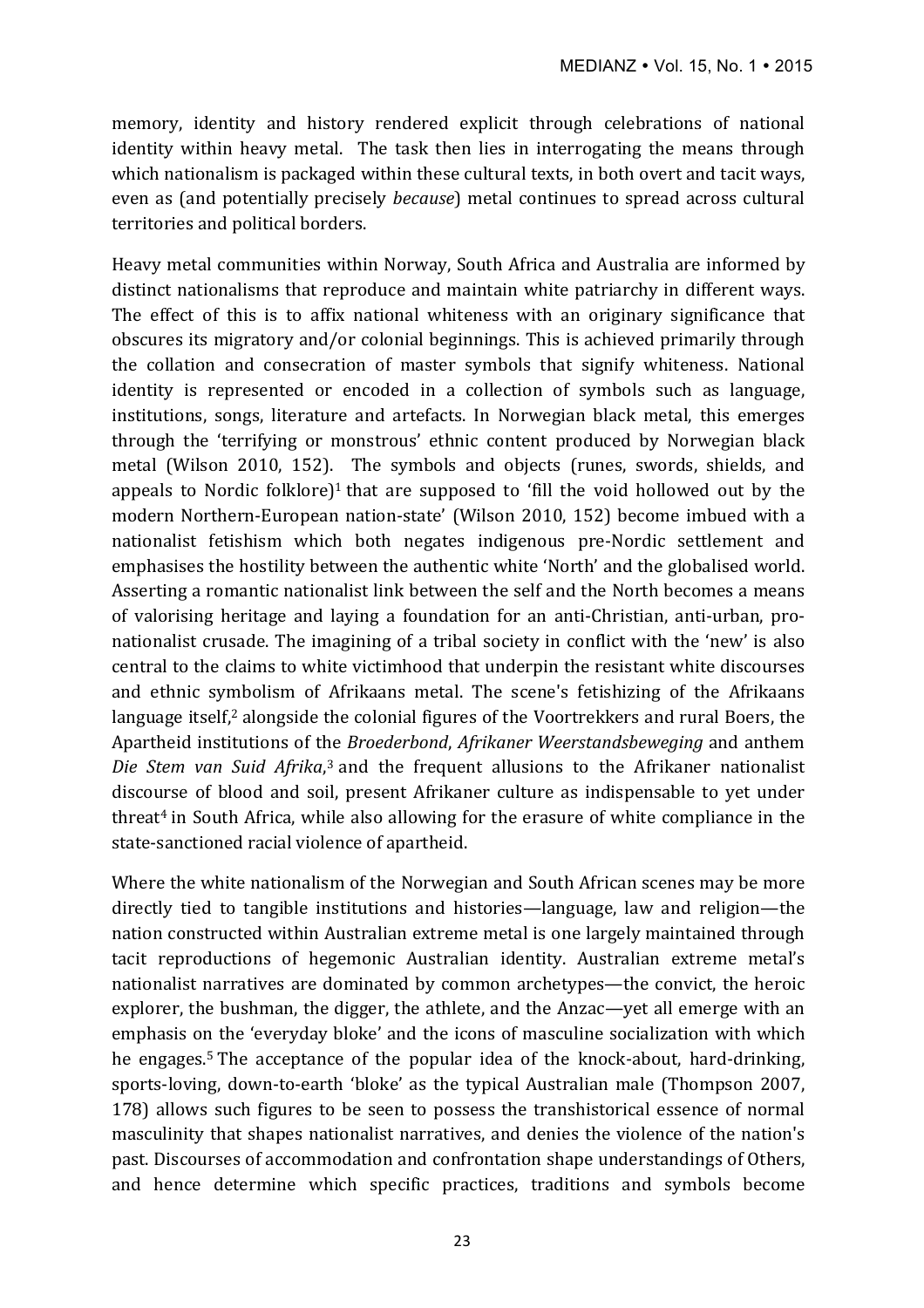memory, identity and history rendered explicit through celebrations of national identity within heavy metal. The task then lies in interrogating the means through which nationalism is packaged within these cultural texts, in both overt and tacit ways, even as (and potentially precisely *because*) metal continues to spread across cultural territories and political borders.

Heavy metal communities within Norway, South Africa and Australia are informed by distinct nationalisms that reproduce and maintain white patriarchy in different ways. The effect of this is to affix national whiteness with an originary significance that obscures its migratory and/or colonial beginnings. This is achieved primarily through the collation and consecration of master symbols that signify whiteness. National identity is represented or encoded in a collection of symbols such as language, institutions, songs, literature and artefacts. In Norwegian black metal, this emerges through the 'terrifying or monstrous' ethnic content produced by Norwegian black metal (Wilson 2010, 152). The symbols and objects (runes, swords, shields, and appeals to Nordic folklore)[1] that are supposed to 'fill the void hollowed out by the modern Northern-European nation-state' (Wilson 2010, 152) become imbued with a nationalist fetishism which both negates indigenous pre-Nordic settlement and emphasises the hostility between the authentic white 'North' and the globalised world. Asserting a romantic nationalist link between the self and the North becomes a means of valorising heritage and laying a foundation for an anti-Christian, anti-urban, pro-nationalist crusade. The imagining of a tribal society in conflict with the 'new' is also central to the claims to white victimhood that underpin the resistant white discourses and ethnic symbolism of Afrikaans metal. The scene's fetishizing of the Afrikaans language itself,[2] alongside the colonial figures of the Voortrekkers and rural Boers, the Apartheid institutions of the *Broederbond*, *Afrikaner Weerstandsbeweging* and anthem *Die Stem van Suid Afrika*,[3] and the frequent allusions to the Afrikaner nationalist discourse of blood and soil, present Afrikaner culture as indispensable to yet under threat[4] in South Africa, while also allowing for the erasure of white compliance in the state-sanctioned racial violence of apartheid.

Where the white nationalism of the Norwegian and South African scenes may be more directly tied to tangible institutions and histories—language, law and religion—the nation constructed within Australian extreme metal is one largely maintained through tacit reproductions of hegemonic Australian identity. Australian extreme metal's nationalist narratives are dominated by common archetypes—the convict, the heroic explorer, the bushman, the digger, the athlete, and the Anzac—yet all emerge with an emphasis on the 'everyday bloke' and the icons of masculine socialization with which he engages.[5] The acceptance of the popular idea of the knock-about, hard-drinking, sports-loving, down-to-earth 'bloke' as the typical Australian male (Thompson 2007, 178) allows such figures to be seen to possess the transhistorical essence of normal masculinity that shapes nationalist narratives, and denies the violence of the nation's past. Discourses of accommodation and confrontation shape understandings of Others, and hence determine which specific practices, traditions and symbols become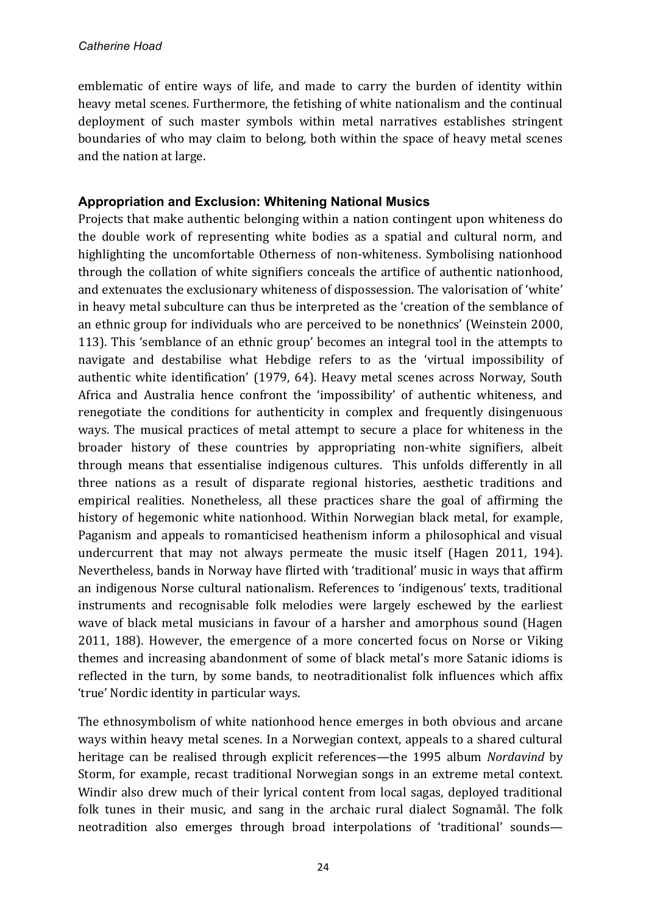emblematic of entire ways of life, and made to carry the burden of identity within heavy metal scenes. Furthermore, the fetishing of white nationalism and the continual deployment of such master symbols within metal narratives establishes stringent boundaries of who may claim to belong, both within the space of heavy metal scenes and the nation at large.

### Appropriation and Exclusion: Whitening National Musics

Projects that make authentic belonging within a nation contingent upon whiteness do the double work of representing white bodies as a spatial and cultural norm, and highlighting the uncomfortable Otherness of non-whiteness. Symbolising nationhood through the collation of white signifiers conceals the artifice of authentic nationhood, and extenuates the exclusionary whiteness of dispossession. The valorisation of 'white' in heavy metal subculture can thus be interpreted as the 'creation of the semblance of an ethnic group for individuals who are perceived to be nonethnics' (Weinstein 2000, 113). This 'semblance of an ethnic group' becomes an integral tool in the attempts to navigate and destabilise what Hebdige refers to as the 'virtual impossibility of authentic white identification' (1979, 64). Heavy metal scenes across Norway, South Africa and Australia hence confront the 'impossibility' of authentic whiteness, and renegotiate the conditions for authenticity in complex and frequently disingenuous ways. The musical practices of metal attempt to secure a place for whiteness in the broader history of these countries by appropriating non-white signifiers, albeit through means that essentialise indigenous cultures. This unfolds differently in all three nations as a result of disparate regional histories, aesthetic traditions and empirical realities. Nonetheless, all these practices share the goal of affirming the history of hegemonic white nationhood. Within Norwegian black metal, for example, Paganism and appeals to romanticised heathenism inform a philosophical and visual undercurrent that may not always permeate the music itself (Hagen 2011, 194). Nevertheless, bands in Norway have flirted with 'traditional' music in ways that affirm an indigenous Norse cultural nationalism. References to 'indigenous' texts, traditional instruments and recognisable folk melodies were largely eschewed by the earliest wave of black metal musicians in favour of a harsher and amorphous sound (Hagen 2011, 188). However, the emergence of a more concerted focus on Norse or Viking themes and increasing abandonment of some of black metal's more Satanic idioms is reflected in the turn, by some bands, to neotraditionalist folk influences which affix 'true' Nordic identity in particular ways.

The ethnosymbolism of white nationhood hence emerges in both obvious and arcane ways within heavy metal scenes. In a Norwegian context, appeals to a shared cultural heritage can be realised through explicit references—the 1995 album *Nordavind* by Storm, for example, recast traditional Norwegian songs in an extreme metal context. Windir also drew much of their lyrical content from local sagas, deployed traditional folk tunes in their music, and sang in the archaic rural dialect Sognamål. The folk neotradition also emerges through broad interpolations of 'traditional' sounds—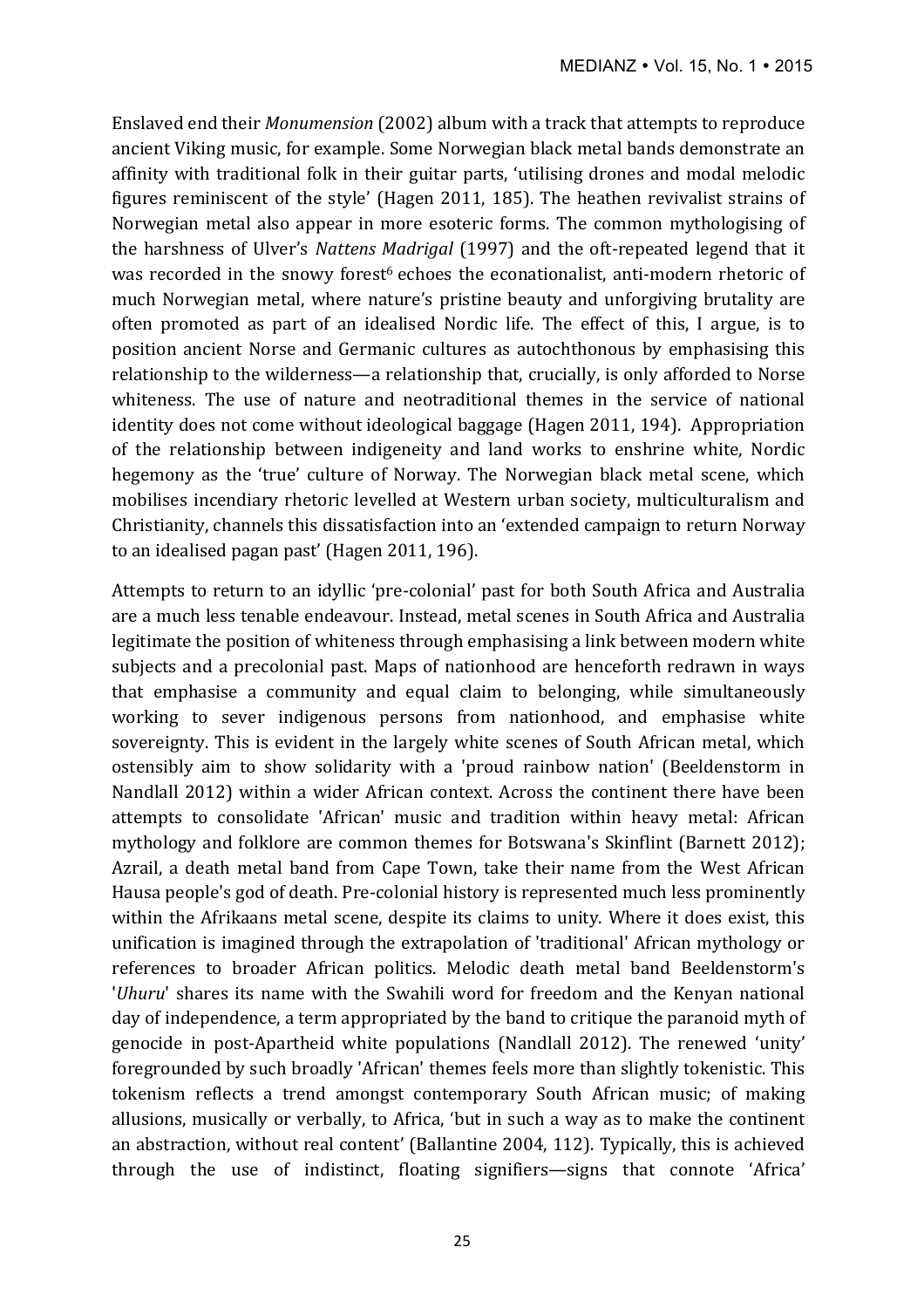Enslaved end their *Monumension* (2002) album with a track that attempts to reproduce ancient Viking music, for example. Some Norwegian black metal bands demonstrate an affinity with traditional folk in their guitar parts, 'utilising drones and modal melodic figures reminiscent of the style' (Hagen 2011, 185). The heathen revivalist strains of Norwegian metal also appear in more esoteric forms. The common mythologising of the harshness of Ulver's *Nattens Madrigal* (1997) and the oft-repeated legend that it was recorded in the snowy forest[6] echoes the econationalist, anti-modern rhetoric of much Norwegian metal, where nature's pristine beauty and unforgiving brutality are often promoted as part of an idealised Nordic life. The effect of this, I argue, is to position ancient Norse and Germanic cultures as autochthonous by emphasising this relationship to the wilderness—a relationship that, crucially, is only afforded to Norse whiteness. The use of nature and neotraditional themes in the service of national identity does not come without ideological baggage (Hagen 2011, 194). Appropriation of the relationship between indigeneity and land works to enshrine white, Nordic hegemony as the 'true' culture of Norway. The Norwegian black metal scene, which mobilises incendiary rhetoric levelled at Western urban society, multiculturalism and Christianity, channels this dissatisfaction into an 'extended campaign to return Norway to an idealised pagan past' (Hagen 2011, 196).

Attempts to return to an idyllic 'pre-colonial' past for both South Africa and Australia are a much less tenable endeavour. Instead, metal scenes in South Africa and Australia legitimate the position of whiteness through emphasising a link between modern white subjects and a precolonial past. Maps of nationhood are henceforth redrawn in ways that emphasise a community and equal claim to belonging, while simultaneously working to sever indigenous persons from nationhood, and emphasise white sovereignty. This is evident in the largely white scenes of South African metal, which ostensibly aim to show solidarity with a 'proud rainbow nation' (Beeldenstorm in Nandlall 2012) within a wider African context. Across the continent there have been attempts to consolidate 'African' music and tradition within heavy metal: African mythology and folklore are common themes for Botswana's Skinflint (Barnett 2012); Azrail, a death metal band from Cape Town, take their name from the West African Hausa people's god of death. Pre-colonial history is represented much less prominently within the Afrikaans metal scene, despite its claims to unity. Where it does exist, this unification is imagined through the extrapolation of 'traditional' African mythology or references to broader African politics. Melodic death metal band Beeldenstorm's '*Uhuru*' shares its name with the Swahili word for freedom and the Kenyan national day of independence, a term appropriated by the band to critique the paranoid myth of genocide in post-Apartheid white populations (Nandlall 2012). The renewed 'unity' foregrounded by such broadly 'African' themes feels more than slightly tokenistic. This tokenism reflects a trend amongst contemporary South African music; of making allusions, musically or verbally, to Africa, 'but in such a way as to make the continent an abstraction, without real content' (Ballantine 2004, 112). Typically, this is achieved through the use of indistinct, floating signifiers—signs that connote 'Africa'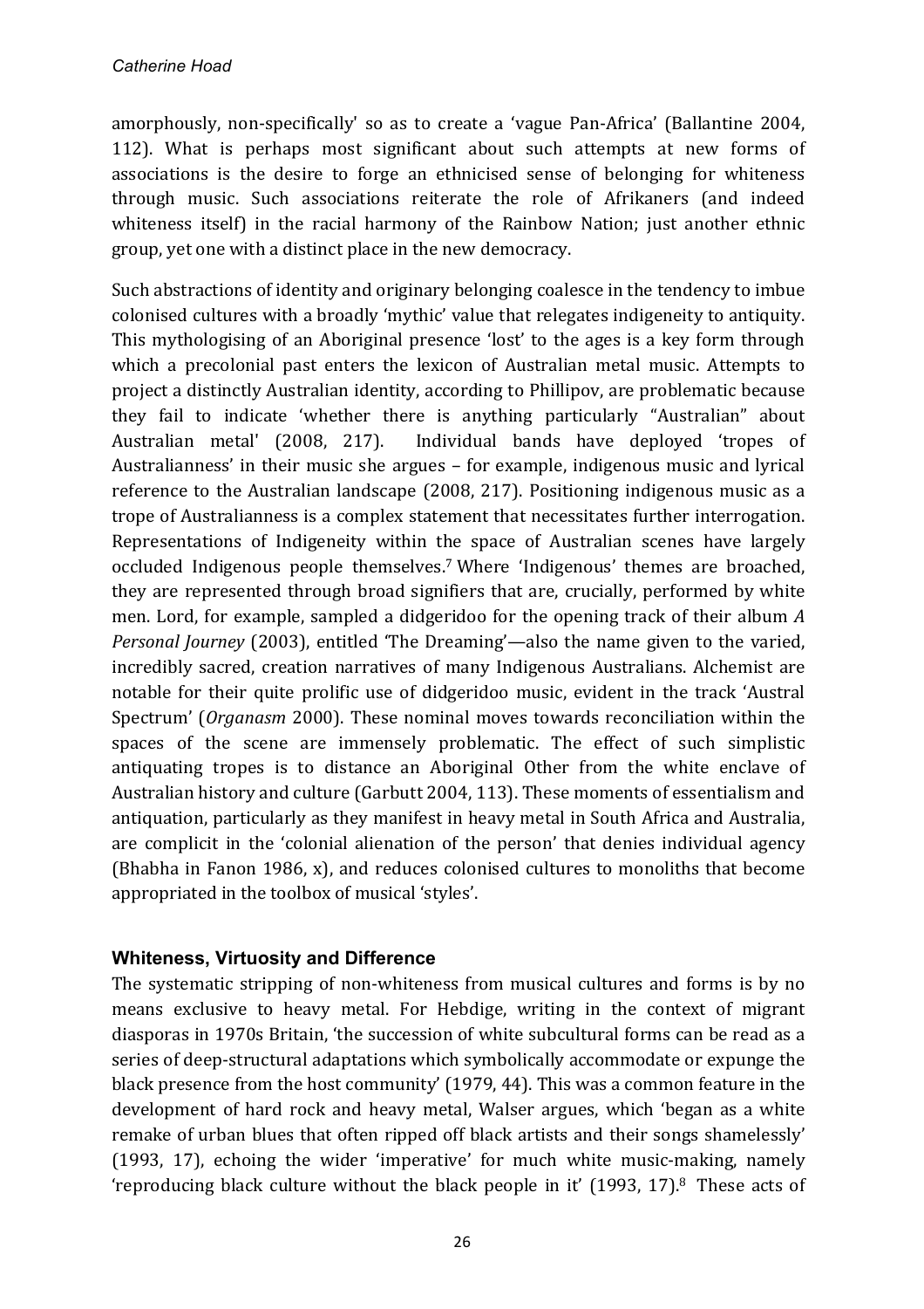amorphously, non-specifically' so as to create a 'vague Pan-Africa' (Ballantine 2004, 112). What is perhaps most significant about such attempts at new forms of associations is the desire to forge an ethnicised sense of belonging for whiteness through music. Such associations reiterate the role of Afrikaners (and indeed whiteness itself) in the racial harmony of the Rainbow Nation; just another ethnic group, yet one with a distinct place in the new democracy.

Such abstractions of identity and originary belonging coalesce in the tendency to imbue colonised cultures with a broadly 'mythic' value that relegates indigeneity to antiquity. This mythologising of an Aboriginal presence 'lost' to the ages is a key form through which a precolonial past enters the lexicon of Australian metal music. Attempts to project a distinctly Australian identity, according to Phillipov, are problematic because they fail to indicate 'whether there is anything particularly "Australian" about Australian metal' (2008, 217). Individual bands have deployed 'tropes of Australianness' in their music she argues – for example, indigenous music and lyrical reference to the Australian landscape (2008, 217). Positioning indigenous music as a trope of Australianness is a complex statement that necessitates further interrogation. Representations of Indigeneity within the space of Australian scenes have largely occluded Indigenous people themselves.[7] Where 'Indigenous' themes are broached, they are represented through broad signifiers that are, crucially, performed by white men. Lord, for example, sampled a didgeridoo for the opening track of their album *A Personal Journey* (2003), entitled 'The Dreaming'—also the name given to the varied, incredibly sacred, creation narratives of many Indigenous Australians. Alchemist are notable for their quite prolific use of didgeridoo music, evident in the track 'Austral Spectrum' (*Organasm* 2000). These nominal moves towards reconciliation within the spaces of the scene are immensely problematic. The effect of such simplistic antiquating tropes is to distance an Aboriginal Other from the white enclave of Australian history and culture (Garbutt 2004, 113). These moments of essentialism and antiquation, particularly as they manifest in heavy metal in South Africa and Australia, are complicit in the 'colonial alienation of the person' that denies individual agency (Bhabha in Fanon 1986, x), and reduces colonised cultures to monoliths that become appropriated in the toolbox of musical 'styles'.

## Whiteness, Virtuosity and Difference

The systematic stripping of non-whiteness from musical cultures and forms is by no means exclusive to heavy metal. For Hebdige, writing in the context of migrant diasporas in 1970s Britain, 'the succession of white subcultural forms can be read as a series of deep-structural adaptations which symbolically accommodate or expunge the black presence from the host community' (1979, 44). This was a common feature in the development of hard rock and heavy metal, Walser argues, which 'began as a white remake of urban blues that often ripped off black artists and their songs shamelessly' (1993, 17), echoing the wider 'imperative' for much white music-making, namely 'reproducing black culture without the black people in it' (1993, 17).[8] These acts of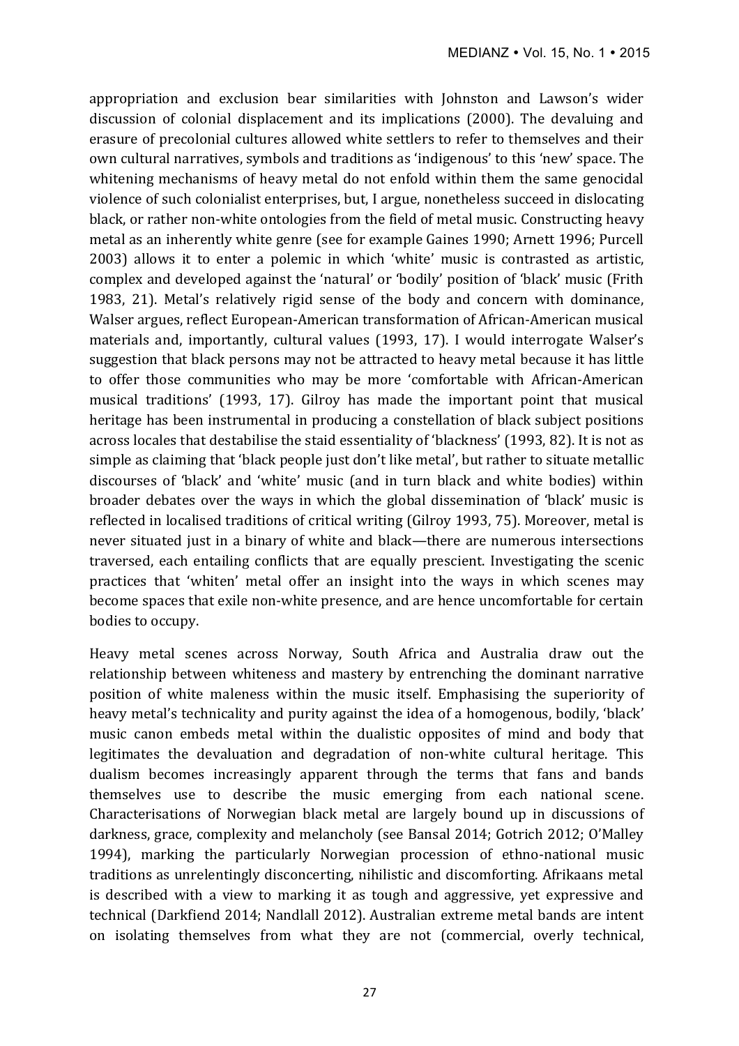appropriation and exclusion bear similarities with Johnston and Lawson's wider discussion of colonial displacement and its implications (2000). The devaluing and erasure of precolonial cultures allowed white settlers to refer to themselves and their own cultural narratives, symbols and traditions as 'indigenous' to this 'new' space. The whitening mechanisms of heavy metal do not enfold within them the same genocidal violence of such colonialist enterprises, but, I argue, nonetheless succeed in dislocating black, or rather non-white ontologies from the field of metal music. Constructing heavy metal as an inherently white genre (see for example Gaines 1990; Arnett 1996; Purcell 2003) allows it to enter a polemic in which 'white' music is contrasted as artistic, complex and developed against the 'natural' or 'bodily' position of 'black' music (Frith 1983, 21). Metal's relatively rigid sense of the body and concern with dominance, Walser argues, reflect European-American transformation of African-American musical materials and, importantly, cultural values (1993, 17). I would interrogate Walser's suggestion that black persons may not be attracted to heavy metal because it has little to offer those communities who may be more 'comfortable with African-American musical traditions' (1993, 17). Gilroy has made the important point that musical heritage has been instrumental in producing a constellation of black subject positions across locales that destabilise the staid essentiality of 'blackness' (1993, 82). It is not as simple as claiming that 'black people just don't like metal', but rather to situate metallic discourses of 'black' and 'white' music (and in turn black and white bodies) within broader debates over the ways in which the global dissemination of 'black' music is reflected in localised traditions of critical writing (Gilroy 1993, 75). Moreover, metal is never situated just in a binary of white and black—there are numerous intersections traversed, each entailing conflicts that are equally prescient. Investigating the scenic practices that 'whiten' metal offer an insight into the ways in which scenes may become spaces that exile non-white presence, and are hence uncomfortable for certain bodies to occupy.

Heavy metal scenes across Norway, South Africa and Australia draw out the relationship between whiteness and mastery by entrenching the dominant narrative position of white maleness within the music itself. Emphasising the superiority of heavy metal's technicality and purity against the idea of a homogenous, bodily, 'black' music canon embeds metal within the dualistic opposites of mind and body that legitimates the devaluation and degradation of non-white cultural heritage. This dualism becomes increasingly apparent through the terms that fans and bands themselves use to describe the music emerging from each national scene. Characterisations of Norwegian black metal are largely bound up in discussions of darkness, grace, complexity and melancholy (see Bansal 2014; Gotrich 2012; O'Malley 1994), marking the particularly Norwegian procession of ethno-national music traditions as unrelentingly disconcerting, nihilistic and discomforting. Afrikaans metal is described with a view to marking it as tough and aggressive, yet expressive and technical (Darkfiend 2014; Nandlall 2012). Australian extreme metal bands are intent on isolating themselves from what they are not (commercial, overly technical,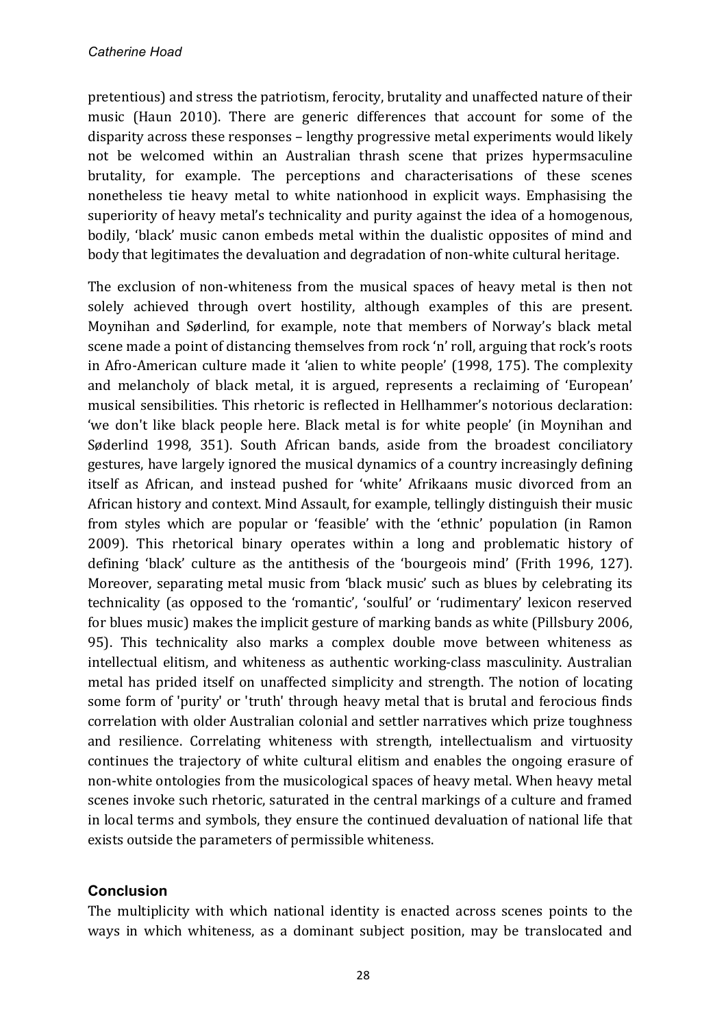pretentious) and stress the patriotism, ferocity, brutality and unaffected nature of their music (Haun 2010). There are generic differences that account for some of the disparity across these responses – lengthy progressive metal experiments would likely not be welcomed within an Australian thrash scene that prizes hypermsaculine brutality, for example. The perceptions and characterisations of these scenes nonetheless tie heavy metal to white nationhood in explicit ways. Emphasising the superiority of heavy metal's technicality and purity against the idea of a homogenous, bodily, 'black' music canon embeds metal within the dualistic opposites of mind and body that legitimates the devaluation and degradation of non-white cultural heritage.

The exclusion of non-whiteness from the musical spaces of heavy metal is then not solely achieved through overt hostility, although examples of this are present. Moynihan and Søderlind, for example, note that members of Norway's black metal scene made a point of distancing themselves from rock 'n' roll, arguing that rock's roots in Afro-American culture made it 'alien to white people' (1998, 175). The complexity and melancholy of black metal, it is argued, represents a reclaiming of 'European' musical sensibilities. This rhetoric is reflected in Hellhammer's notorious declaration: 'we don't like black people here. Black metal is for white people' (in Moynihan and Søderlind 1998, 351). South African bands, aside from the broadest conciliatory gestures, have largely ignored the musical dynamics of a country increasingly defining itself as African, and instead pushed for 'white' Afrikaans music divorced from an African history and context. Mind Assault, for example, tellingly distinguish their music from styles which are popular or 'feasible' with the 'ethnic' population (in Ramon 2009). This rhetorical binary operates within a long and problematic history of defining 'black' culture as the antithesis of the 'bourgeois mind' (Frith 1996, 127). Moreover, separating metal music from 'black music' such as blues by celebrating its technicality (as opposed to the 'romantic', 'soulful' or 'rudimentary' lexicon reserved for blues music) makes the implicit gesture of marking bands as white (Pillsbury 2006, 95). This technicality also marks a complex double move between whiteness as intellectual elitism, and whiteness as authentic working-class masculinity. Australian metal has prided itself on unaffected simplicity and strength. The notion of locating some form of 'purity' or 'truth' through heavy metal that is brutal and ferocious finds correlation with older Australian colonial and settler narratives which prize toughness and resilience. Correlating whiteness with strength, intellectualism and virtuosity continues the trajectory of white cultural elitism and enables the ongoing erasure of non-white ontologies from the musicological spaces of heavy metal. When heavy metal scenes invoke such rhetoric, saturated in the central markings of a culture and framed in local terms and symbols, they ensure the continued devaluation of national life that exists outside the parameters of permissible whiteness.

## Conclusion

The multiplicity with which national identity is enacted across scenes points to the ways in which whiteness, as a dominant subject position, may be translocated and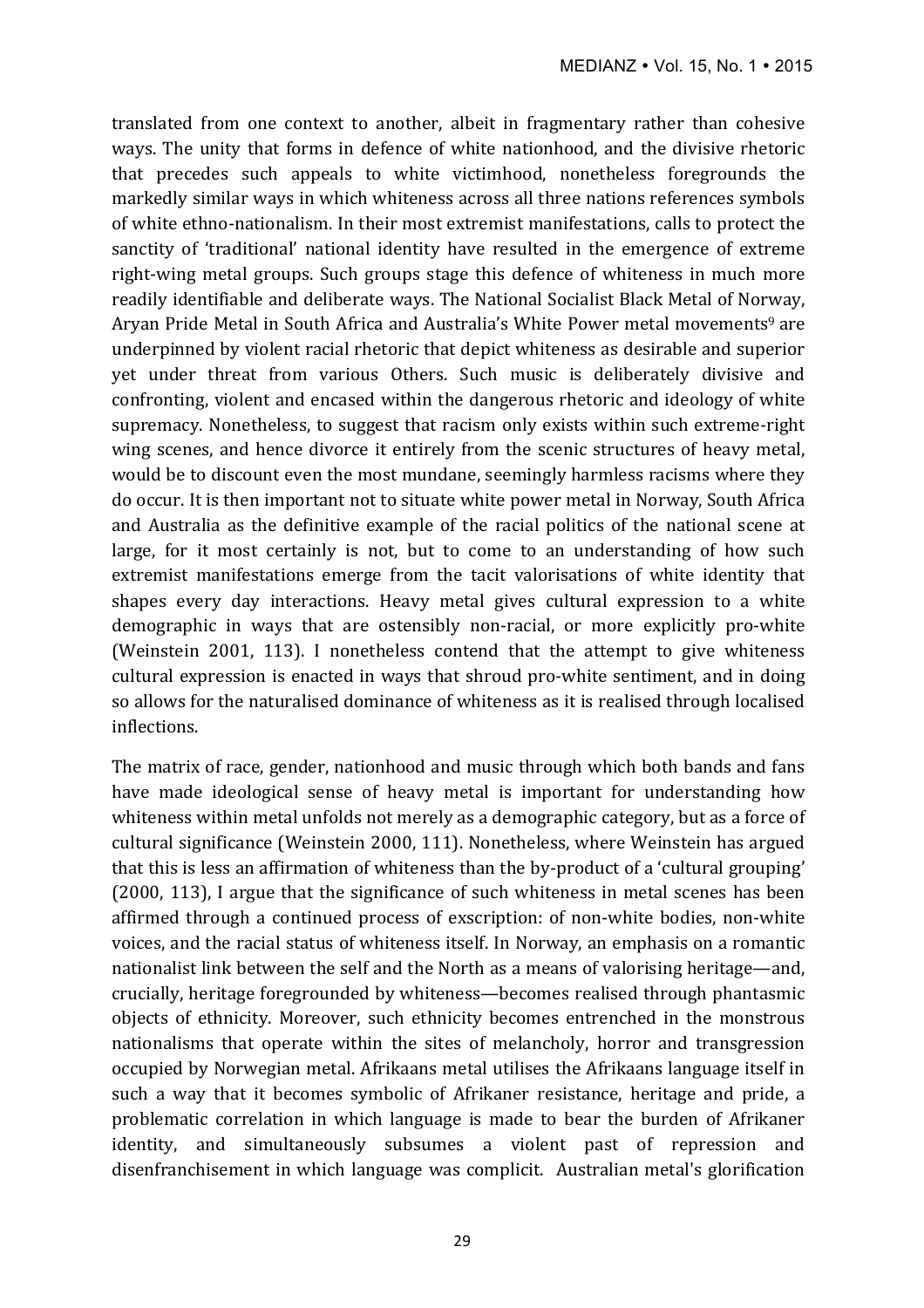translated from one context to another, albeit in fragmentary rather than cohesive ways. The unity that forms in defence of white nationhood, and the divisive rhetoric that precedes such appeals to white victimhood, nonetheless foregrounds the markedly similar ways in which whiteness across all three nations references symbols of white ethno-nationalism. In their most extremist manifestations, calls to protect the sanctity of 'traditional' national identity have resulted in the emergence of extreme right-wing metal groups. Such groups stage this defence of whiteness in much more readily identifiable and deliberate ways. The National Socialist Black Metal of Norway, Aryan Pride Metal in South Africa and Australia's White Power metal movements[9] are underpinned by violent racial rhetoric that depict whiteness as desirable and superior yet under threat from various Others. Such music is deliberately divisive and confronting, violent and encased within the dangerous rhetoric and ideology of white supremacy. Nonetheless, to suggest that racism only exists within such extreme-right wing scenes, and hence divorce it entirely from the scenic structures of heavy metal, would be to discount even the most mundane, seemingly harmless racisms where they do occur. It is then important not to situate white power metal in Norway, South Africa and Australia as the definitive example of the racial politics of the national scene at large, for it most certainly is not, but to come to an understanding of how such extremist manifestations emerge from the tacit valorisations of white identity that shapes every day interactions. Heavy metal gives cultural expression to a white demographic in ways that are ostensibly non-racial, or more explicitly pro-white (Weinstein 2001, 113). I nonetheless contend that the attempt to give whiteness cultural expression is enacted in ways that shroud pro-white sentiment, and in doing so allows for the naturalised dominance of whiteness as it is realised through localised inflections.

The matrix of race, gender, nationhood and music through which both bands and fans have made ideological sense of heavy metal is important for understanding how whiteness within metal unfolds not merely as a demographic category, but as a force of cultural significance (Weinstein 2000, 111). Nonetheless, where Weinstein has argued that this is less an affirmation of whiteness than the by-product of a 'cultural grouping' (2000, 113), I argue that the significance of such whiteness in metal scenes has been affirmed through a continued process of exscription: of non-white bodies, non-white voices, and the racial status of whiteness itself. In Norway, an emphasis on a romantic nationalist link between the self and the North as a means of valorising heritage—and, crucially, heritage foregrounded by whiteness—becomes realised through phantasmic objects of ethnicity. Moreover, such ethnicity becomes entrenched in the monstrous nationalisms that operate within the sites of melancholy, horror and transgression occupied by Norwegian metal. Afrikaans metal utilises the Afrikaans language itself in such a way that it becomes symbolic of Afrikaner resistance, heritage and pride, a problematic correlation in which language is made to bear the burden of Afrikaner identity, and simultaneously subsumes a violent past of repression and disenfranchisement in which language was complicit. Australian metal's glorification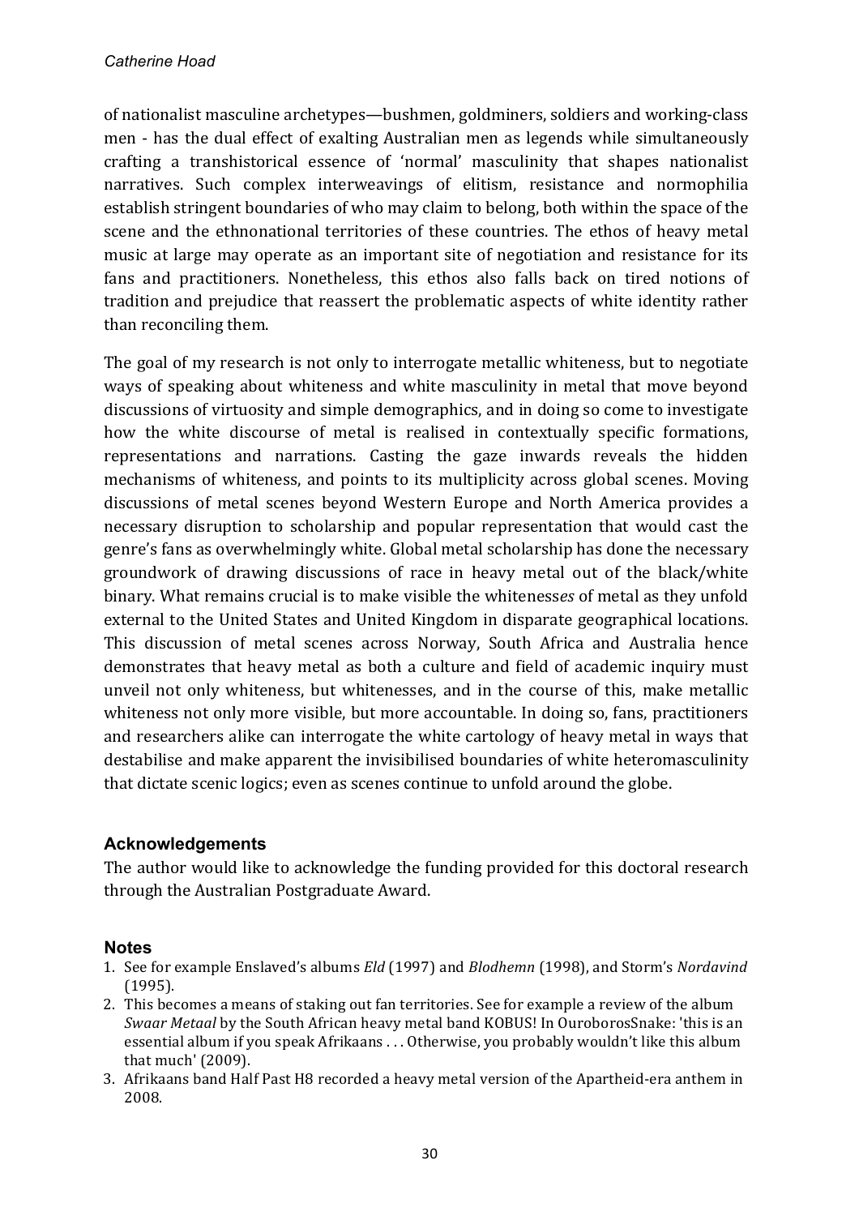of nationalist masculine archetypes—bushmen, goldminers, soldiers and working-class men - has the dual effect of exalting Australian men as legends while simultaneously crafting a transhistorical essence of 'normal' masculinity that shapes nationalist narratives. Such complex interweavings of elitism, resistance and normophilia establish stringent boundaries of who may claim to belong, both within the space of the scene and the ethnonational territories of these countries. The ethos of heavy metal music at large may operate as an important site of negotiation and resistance for its fans and practitioners. Nonetheless, this ethos also falls back on tired notions of tradition and prejudice that reassert the problematic aspects of white identity rather than reconciling them.

The goal of my research is not only to interrogate metallic whiteness, but to negotiate ways of speaking about whiteness and white masculinity in metal that move beyond discussions of virtuosity and simple demographics, and in doing so come to investigate how the white discourse of metal is realised in contextually specific formations, representations and narrations. Casting the gaze inwards reveals the hidden mechanisms of whiteness, and points to its multiplicity across global scenes. Moving discussions of metal scenes beyond Western Europe and North America provides a necessary disruption to scholarship and popular representation that would cast the genre's fans as overwhelmingly white. Global metal scholarship has done the necessary groundwork of drawing discussions of race in heavy metal out of the black/white binary. What remains crucial is to make visible the whiteness*es* of metal as they unfold external to the United States and United Kingdom in disparate geographical locations. This discussion of metal scenes across Norway, South Africa and Australia hence demonstrates that heavy metal as both a culture and field of academic inquiry must unveil not only whiteness, but whitenesses, and in the course of this, make metallic whiteness not only more visible, but more accountable. In doing so, fans, practitioners and researchers alike can interrogate the white cartology of heavy metal in ways that destabilise and make apparent the invisibilised boundaries of white heteromasculinity that dictate scenic logics; even as scenes continue to unfold around the globe.

### Acknowledgements

The author would like to acknowledge the funding provided for this doctoral research through the Australian Postgraduate Award.

### Notes

1. See for example Enslaved's albums *Eld* (1997) and *Blodhemn* (1998), and Storm's *Nordavind* (1995).
2. This becomes a means of staking out fan territories. See for example a review of the album *Swaar Metaal* by the South African heavy metal band KOBUS! In OuroborosSnake: 'this is an essential album if you speak Afrikaans . . . Otherwise, you probably wouldn't like this album that much' (2009).
3. Afrikaans band Half Past H8 recorded a heavy metal version of the Apartheid-era anthem in 2008.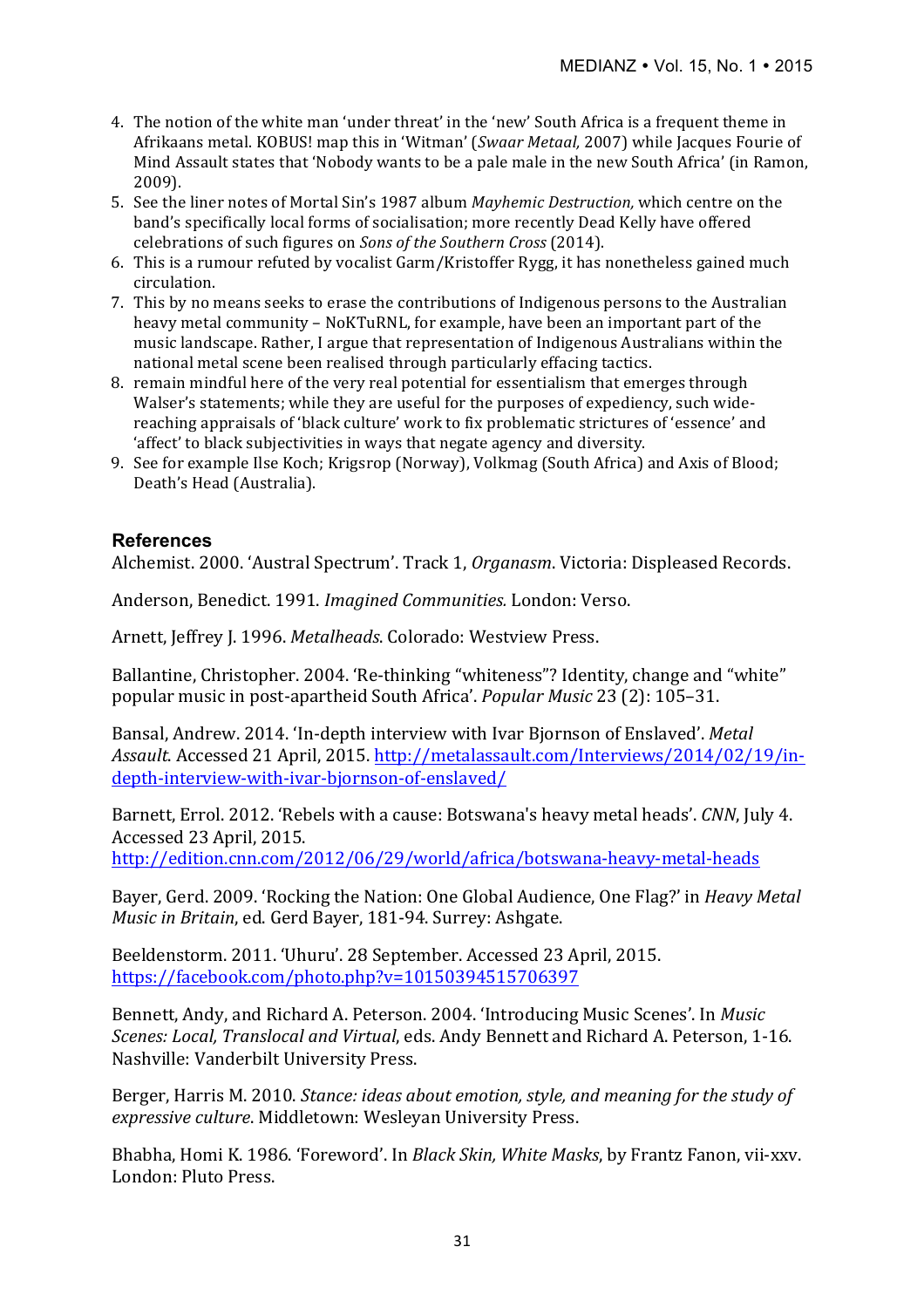4. The notion of the white man 'under threat' in the 'new' South Africa is a frequent theme in Afrikaans metal. KOBUS! map this in 'Witman' (*Swaar Metaal,* 2007) while Jacques Fourie of Mind Assault states that 'Nobody wants to be a pale male in the new South Africa' (in Ramon, 2009).
5. See the liner notes of Mortal Sin's 1987 album *Mayhemic Destruction,* which centre on the band's specifically local forms of socialisation; more recently Dead Kelly have offered celebrations of such figures on *Sons of the Southern Cross* (2014).
6. This is a rumour refuted by vocalist Garm/Kristoffer Rygg, it has nonetheless gained much circulation.
7. This by no means seeks to erase the contributions of Indigenous persons to the Australian heavy metal community – NoKTuRNL, for example, have been an important part of the music landscape. Rather, I argue that representation of Indigenous Australians within the national metal scene been realised through particularly effacing tactics.
8. remain mindful here of the very real potential for essentialism that emerges through Walser's statements; while they are useful for the purposes of expediency, such wide-reaching appraisals of 'black culture' work to fix problematic strictures of 'essence' and 'affect' to black subjectivities in ways that negate agency and diversity.
9. See for example Ilse Koch; Krigsrop (Norway), Volkmag (South Africa) and Axis of Blood; Death's Head (Australia).

## References

Alchemist. 2000. 'Austral Spectrum'. Track 1, *Organasm*. Victoria: Displeased Records.

Anderson, Benedict. 1991. *Imagined Communities.* London: Verso.

Arnett, Jeffrey J. 1996. *Metalheads*. Colorado: Westview Press.

Ballantine, Christopher. 2004. 'Re-thinking "whiteness"? Identity, change and "white" popular music in post-apartheid South Africa'. *Popular Music* 23 (2): 105–31.

Bansal, Andrew. 2014. 'In-depth interview with Ivar Bjornson of Enslaved'. *Metal Assault*. Accessed 21 April, 2015. http://metalassault.com/Interviews/2014/02/19/in-depth-interview-with-ivar-bjornson-of-enslaved/

Barnett, Errol. 2012. 'Rebels with a cause: Botswana's heavy metal heads'. *CNN*, July 4. Accessed 23 April, 2015. http://edition.cnn.com/2012/06/29/world/africa/botswana-heavy-metal-heads

Bayer, Gerd. 2009. 'Rocking the Nation: One Global Audience, One Flag?' in *Heavy Metal Music in Britain*, ed. Gerd Bayer, 181-94. Surrey: Ashgate.

Beeldenstorm. 2011. 'Uhuru'. 28 September. Accessed 23 April, 2015. https://facebook.com/photo.php?v=10150394515706397

Bennett, Andy, and Richard A. Peterson. 2004. 'Introducing Music Scenes'. In *Music Scenes: Local, Translocal and Virtual*, eds. Andy Bennett and Richard A. Peterson, 1-16. Nashville: Vanderbilt University Press.

Berger, Harris M. 2010. *Stance: ideas about emotion, style, and meaning for the study of expressive culture*. Middletown: Wesleyan University Press.

Bhabha, Homi K. 1986. 'Foreword'. In *Black Skin, White Masks*, by Frantz Fanon, vii-xxv. London: Pluto Press.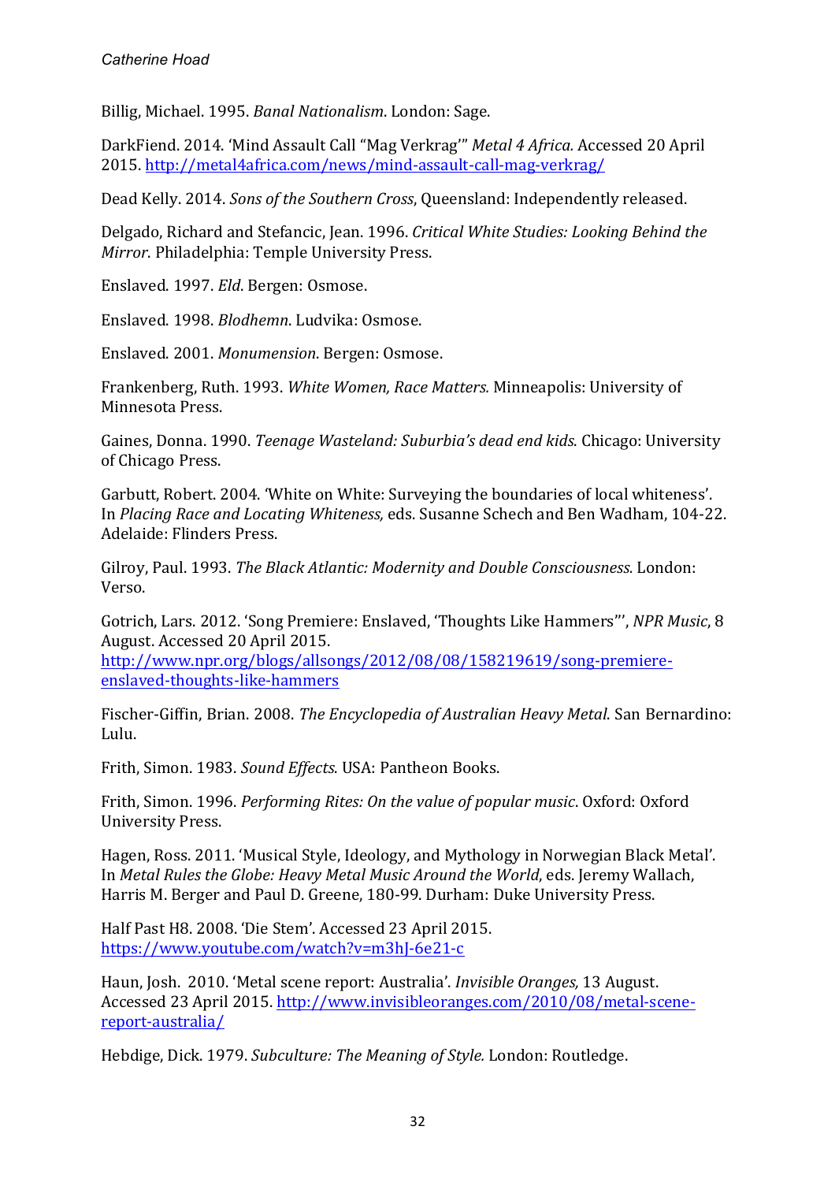Billig, Michael. 1995. *Banal Nationalism*. London: Sage.

DarkFiend. 2014. 'Mind Assault Call "Mag Verkrag"' *Metal 4 Africa.* Accessed 20 April 2015. http://metal4africa.com/news/mind-assault-call-mag-verkrag/

Dead Kelly. 2014. *Sons of the Southern Cross*, Queensland: Independently released.

Delgado, Richard and Stefancic, Jean. 1996. *Critical White Studies: Looking Behind the Mirror*. Philadelphia: Temple University Press.

Enslaved. 1997. *Eld*. Bergen: Osmose.

Enslaved. 1998. *Blodhemn*. Ludvika: Osmose.

Enslaved. 2001. *Monumension*. Bergen: Osmose.

Frankenberg, Ruth. 1993. *White Women, Race Matters.* Minneapolis: University of Minnesota Press.

Gaines, Donna. 1990. *Teenage Wasteland: Suburbia's dead end kids.* Chicago: University of Chicago Press.

Garbutt, Robert. 2004. 'White on White: Surveying the boundaries of local whiteness'. In *Placing Race and Locating Whiteness,* eds. Susanne Schech and Ben Wadham, 104-22. Adelaide: Flinders Press.

Gilroy, Paul. 1993. *The Black Atlantic: Modernity and Double Consciousness.* London: Verso.

Gotrich, Lars. 2012. 'Song Premiere: Enslaved, 'Thoughts Like Hammers"', *NPR Music*, 8 August. Accessed 20 April 2015. http://www.npr.org/blogs/allsongs/2012/08/08/158219619/song-premiere-enslaved-thoughts-like-hammers

Fischer-Giffin, Brian. 2008. *The Encyclopedia of Australian Heavy Metal*. San Bernardino: Lulu.

Frith, Simon. 1983. *Sound Effects*. USA: Pantheon Books.

Frith, Simon. 1996. *Performing Rites: On the value of popular music*. Oxford: Oxford University Press.

Hagen, Ross. 2011. 'Musical Style, Ideology, and Mythology in Norwegian Black Metal'. In *Metal Rules the Globe: Heavy Metal Music Around the World*, eds. Jeremy Wallach, Harris M. Berger and Paul D. Greene, 180-99. Durham: Duke University Press.

Half Past H8. 2008. 'Die Stem'. Accessed 23 April 2015. https://www.youtube.com/watch?v=m3hJ-6e21-c

Haun, Josh. 2010. 'Metal scene report: Australia'. *Invisible Oranges,* 13 August. Accessed 23 April 2015. http://www.invisibleoranges.com/2010/08/metal-scene-report-australia/

Hebdige, Dick. 1979. *Subculture: The Meaning of Style.* London: Routledge.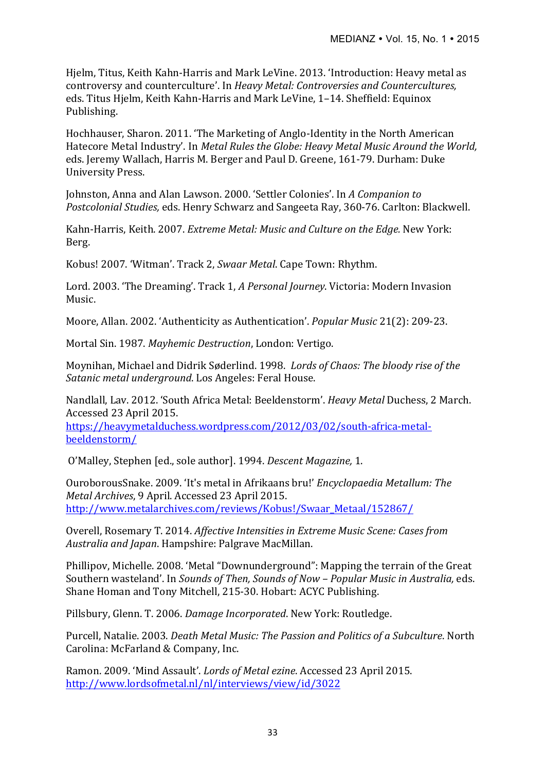Hjelm, Titus, Keith Kahn-Harris and Mark LeVine. 2013. 'Introduction: Heavy metal as controversy and counterculture'. In *Heavy Metal: Controversies and Countercultures,* eds. Titus Hjelm, Keith Kahn-Harris and Mark LeVine, 1–14. Sheffield: Equinox Publishing.

Hochhauser, Sharon. 2011. 'The Marketing of Anglo-Identity in the North American Hatecore Metal Industry'. In *Metal Rules the Globe: Heavy Metal Music Around the World,* eds. Jeremy Wallach, Harris M. Berger and Paul D. Greene, 161-79. Durham: Duke University Press.

Johnston, Anna and Alan Lawson. 2000. 'Settler Colonies'. In *A Companion to Postcolonial Studies,* eds. Henry Schwarz and Sangeeta Ray, 360-76. Carlton: Blackwell.

Kahn-Harris, Keith. 2007. *Extreme Metal: Music and Culture on the Edge.* New York: Berg.

Kobus! 2007. 'Witman'. Track 2, *Swaar Metal*. Cape Town: Rhythm.

Lord. 2003. 'The Dreaming'. Track 1, *A Personal Journey*. Victoria: Modern Invasion Music.

Moore, Allan. 2002. 'Authenticity as Authentication'. *Popular Music* 21(2): 209-23.

Mortal Sin. 1987. *Mayhemic Destruction*, London: Vertigo.

Moynihan, Michael and Didrik Søderlind. 1998. *Lords of Chaos: The bloody rise of the Satanic metal underground*. Los Angeles: Feral House.

Nandlall, Lav. 2012. 'South Africa Metal: Beeldenstorm'. *Heavy Metal* Duchess, 2 March. Accessed 23 April 2015. https://heavymetalduchess.wordpress.com/2012/03/02/south-africa-metal-beeldenstorm/

O'Malley, Stephen [ed., sole author]. 1994. *Descent Magazine,* 1.

OuroborousSnake. 2009. 'It's metal in Afrikaans bru!' *Encyclopaedia Metallum: The Metal Archives*, 9 April. Accessed 23 April 2015. http://www.metalarchives.com/reviews/Kobus!/Swaar_Metaal/152867/

Overell, Rosemary T. 2014. *Affective Intensities in Extreme Music Scene: Cases from Australia and Japan*. Hampshire: Palgrave MacMillan.

Phillipov, Michelle. 2008. 'Metal "Downunderground": Mapping the terrain of the Great Southern wasteland'. In *Sounds of Then, Sounds of Now – Popular Music in Australia,* eds. Shane Homan and Tony Mitchell, 215-30. Hobart: ACYC Publishing.

Pillsbury, Glenn. T. 2006. *Damage Incorporated*. New York: Routledge.

Purcell, Natalie. 2003. *Death Metal Music: The Passion and Politics of a Subculture*. North Carolina: McFarland & Company, Inc.

Ramon. 2009. 'Mind Assault'. *Lords of Metal ezine*. Accessed 23 April 2015. http://www.lordsofmetal.nl/nl/interviews/view/id/3022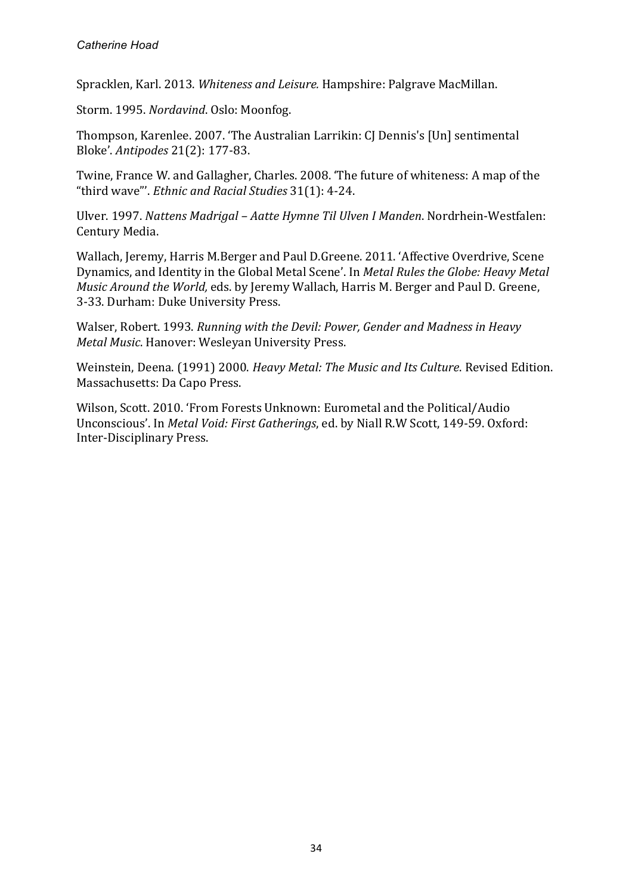Spracklen, Karl. 2013. *Whiteness and Leisure.* Hampshire: Palgrave MacMillan.

Storm. 1995. *Nordavind*. Oslo: Moonfog.

Thompson, Karenlee. 2007. 'The Australian Larrikin: CJ Dennis's [Un] sentimental Bloke'. *Antipodes* 21(2): 177-83.

Twine, France W. and Gallagher, Charles. 2008. 'The future of whiteness: A map of the "third wave"'. *Ethnic and Racial Studies* 31(1): 4-24.

Ulver. 1997. *Nattens Madrigal – Aatte Hymne Til Ulven I Manden*. Nordrhein-Westfalen: Century Media.

Wallach, Jeremy, Harris M.Berger and Paul D.Greene. 2011. 'Affective Overdrive, Scene Dynamics, and Identity in the Global Metal Scene'. In *Metal Rules the Globe: Heavy Metal Music Around the World,* eds. by Jeremy Wallach, Harris M. Berger and Paul D. Greene, 3-33. Durham: Duke University Press.

Walser, Robert. 1993. *Running with the Devil: Power, Gender and Madness in Heavy Metal Music*. Hanover: Wesleyan University Press.

Weinstein, Deena. (1991) 2000. *Heavy Metal: The Music and Its Culture*. Revised Edition. Massachusetts: Da Capo Press.

Wilson, Scott. 2010. 'From Forests Unknown: Eurometal and the Political/Audio Unconscious'. In *Metal Void: First Gatherings*, ed. by Niall R.W Scott, 149-59. Oxford: Inter-Disciplinary Press.